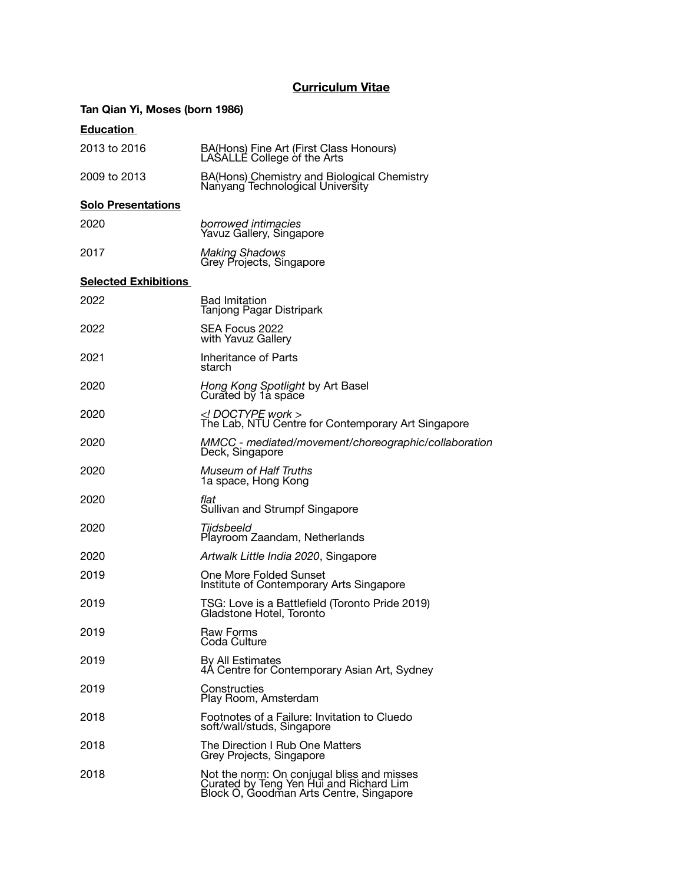# Curriculum Vitae

**Tan Qian Yi, Moses (born 1986)**

## Education

2013 to 2016 — BA(Hons) Fine Art (First Class Honours)
LASALLE College of the Arts

2009 to 2013 — BA(Hons) Chemistry and Biological Chemistry
Nanyang Technological University

## Solo Presentations

2020 — *borrowed intimacies*
Yavuz Gallery, Singapore

2017 — *Making Shadows*
Grey Projects, Singapore

## Selected Exhibitions

2022 — Bad Imitation
Tanjong Pagar Distripark

2022 — SEA Focus 2022
with Yavuz Gallery

2021 — Inheritance of Parts
starch

2020 — *Hong Kong Spotlight* by Art Basel
Curated by 1a space

2020 — *<! DOCTYPE work >*
The Lab, NTU Centre for Contemporary Art Singapore

2020 — *MMCC - mediated/movement/choreographic/collaboration*
Deck, Singapore

2020 — *Museum of Half Truths*
1a space, Hong Kong

2020 — *flat*
Sullivan and Strumpf Singapore

2020 — *Tijdsbeeld*
Playroom Zaandam, Netherlands

2020 — *Artwalk Little India 2020*, Singapore

2019 — One More Folded Sunset
Institute of Contemporary Arts Singapore

2019 — TSG: Love is a Battlefield (Toronto Pride 2019)
Gladstone Hotel, Toronto

2019 — Raw Forms
Coda Culture

2019 — By All Estimates
4A Centre for Contemporary Asian Art, Sydney

2019 — Constructies
Play Room, Amsterdam

2018 — Footnotes of a Failure: Invitation to Cluedo
soft/wall/studs, Singapore

2018 — The Direction I Rub One Matters
Grey Projects, Singapore

2018 — Not the norm: On conjugal bliss and misses
Curated by Teng Yen Hui and Richard Lim
Block O, Goodman Arts Centre, Singapore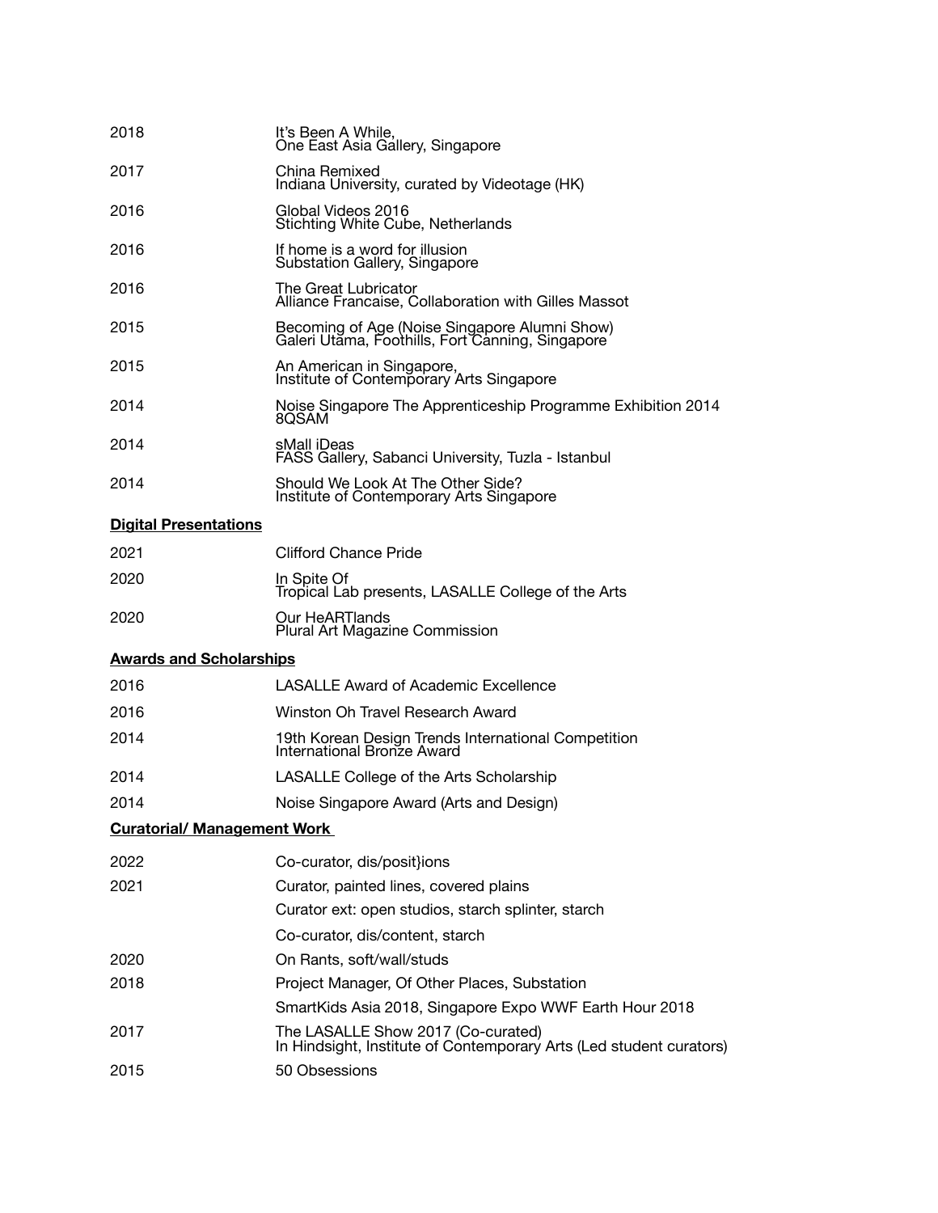| | |
|---|---|
| 2018 | It's Been A While,<br>One East Asia Gallery, Singapore |
| 2017 | China Remixed<br>Indiana University, curated by Videotage (HK) |
| 2016 | Global Videos 2016<br>Stichting White Cube, Netherlands |
| 2016 | If home is a word for illusion<br>Substation Gallery, Singapore |
| 2016 | The Great Lubricator<br>Alliance Francaise, Collaboration with Gilles Massot |
| 2015 | Becoming of Age (Noise Singapore Alumni Show)<br>Galeri Utama, Foothills, Fort Canning, Singapore |
| 2015 | An American in Singapore,<br>Institute of Contemporary Arts Singapore |
| 2014 | Noise Singapore The Apprenticeship Programme Exhibition 2014<br>8QSAM |
| 2014 | sMall iDeas<br>FASS Gallery, Sabanci University, Tuzla - Istanbul |
| 2014 | Should We Look At The Other Side?<br>Institute of Contemporary Arts Singapore |

**Digital Presentations**

| | |
|---|---|
| 2021 | Clifford Chance Pride |
| 2020 | In Spite Of<br>Tropical Lab presents, LASALLE College of the Arts |
| 2020 | Our HeARTlands<br>Plural Art Magazine Commission |

**Awards and Scholarships**

| | |
|---|---|
| 2016 | LASALLE Award of Academic Excellence |
| 2016 | Winston Oh Travel Research Award |
| 2014 | 19th Korean Design Trends International Competition<br>International Bronze Award |
| 2014 | LASALLE College of the Arts Scholarship |
| 2014 | Noise Singapore Award (Arts and Design) |

**Curatorial/ Management Work**

| | |
|---|---|
| 2022 | Co-curator, dis/posit}ions |
| 2021 | Curator, painted lines, covered plains |
| | Curator ext: open studios, starch splinter, starch |
| | Co-curator, dis/content, starch |
| 2020 | On Rants, soft/wall/studs |
| 2018 | Project Manager, Of Other Places, Substation |
| | SmartKids Asia 2018, Singapore Expo WWF Earth Hour 2018 |
| 2017 | The LASALLE Show 2017 (Co-curated)<br>In Hindsight, Institute of Contemporary Arts (Led student curators) |
| 2015 | 50 Obsessions |